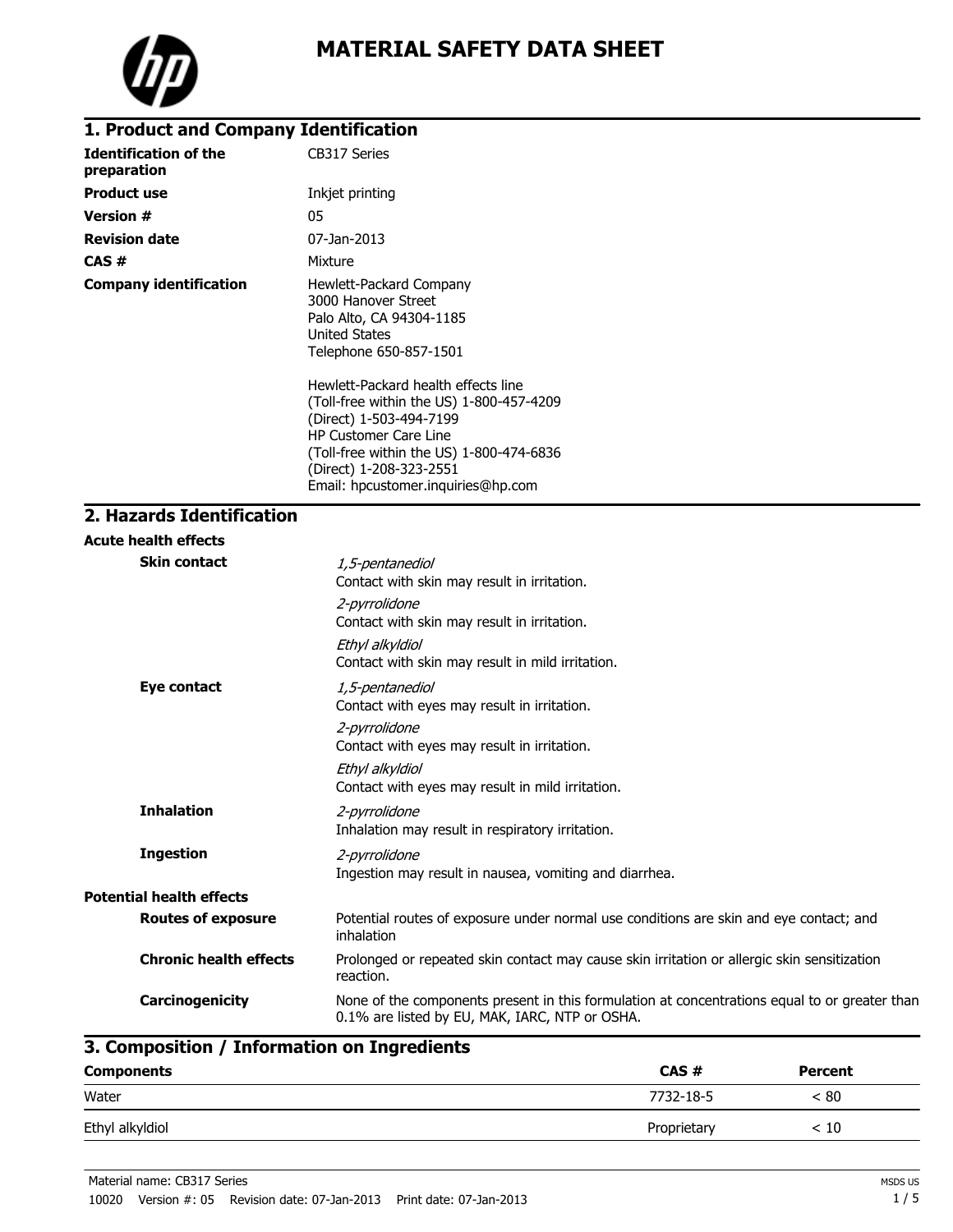# MATERIAL SAFETY DATA SHEET

## 1. Product and Company Identification

**Identification of the preparation** CB317 Series

**Product use** Inkjet printing

**Version #** 05

**Revision date** 07-Jan-2013

**CAS #** Mixture

**Company identification**

Hewlett-Packard Company
3000 Hanover Street
Palo Alto, CA 94304-1185
United States
Telephone 650-857-1501

Hewlett-Packard health effects line
(Toll-free within the US) 1-800-457-4209
(Direct) 1-503-494-7199
HP Customer Care Line
(Toll-free within the US) 1-800-474-6836
(Direct) 1-208-323-2551
Email: hpcustomer.inquiries@hp.com

## 2. Hazards Identification

**Acute health effects**

**Skin contact**

*1,5-pentanediol*
Contact with skin may result in irritation.

*2-pyrrolidone*
Contact with skin may result in irritation.

*Ethyl alkyldiol*
Contact with skin may result in mild irritation.

**Eye contact**

*1,5-pentanediol*
Contact with eyes may result in irritation.

*2-pyrrolidone*
Contact with eyes may result in irritation.

*Ethyl alkyldiol*
Contact with eyes may result in mild irritation.

**Inhalation**

*2-pyrrolidone*
Inhalation may result in respiratory irritation.

**Ingestion**

*2-pyrrolidone*
Ingestion may result in nausea, vomiting and diarrhea.

**Potential health effects**

**Routes of exposure** Potential routes of exposure under normal use conditions are skin and eye contact; and inhalation

**Chronic health effects** Prolonged or repeated skin contact may cause skin irritation or allergic skin sensitization reaction.

**Carcinogenicity** None of the components present in this formulation at concentrations equal to or greater than 0.1% are listed by EU, MAK, IARC, NTP or OSHA.

## 3. Composition / Information on Ingredients

| Components | CAS # | Percent |
|---|---|---|
| Water | 7732-18-5 | < 80 |
| Ethyl alkyldiol | Proprietary | < 10 |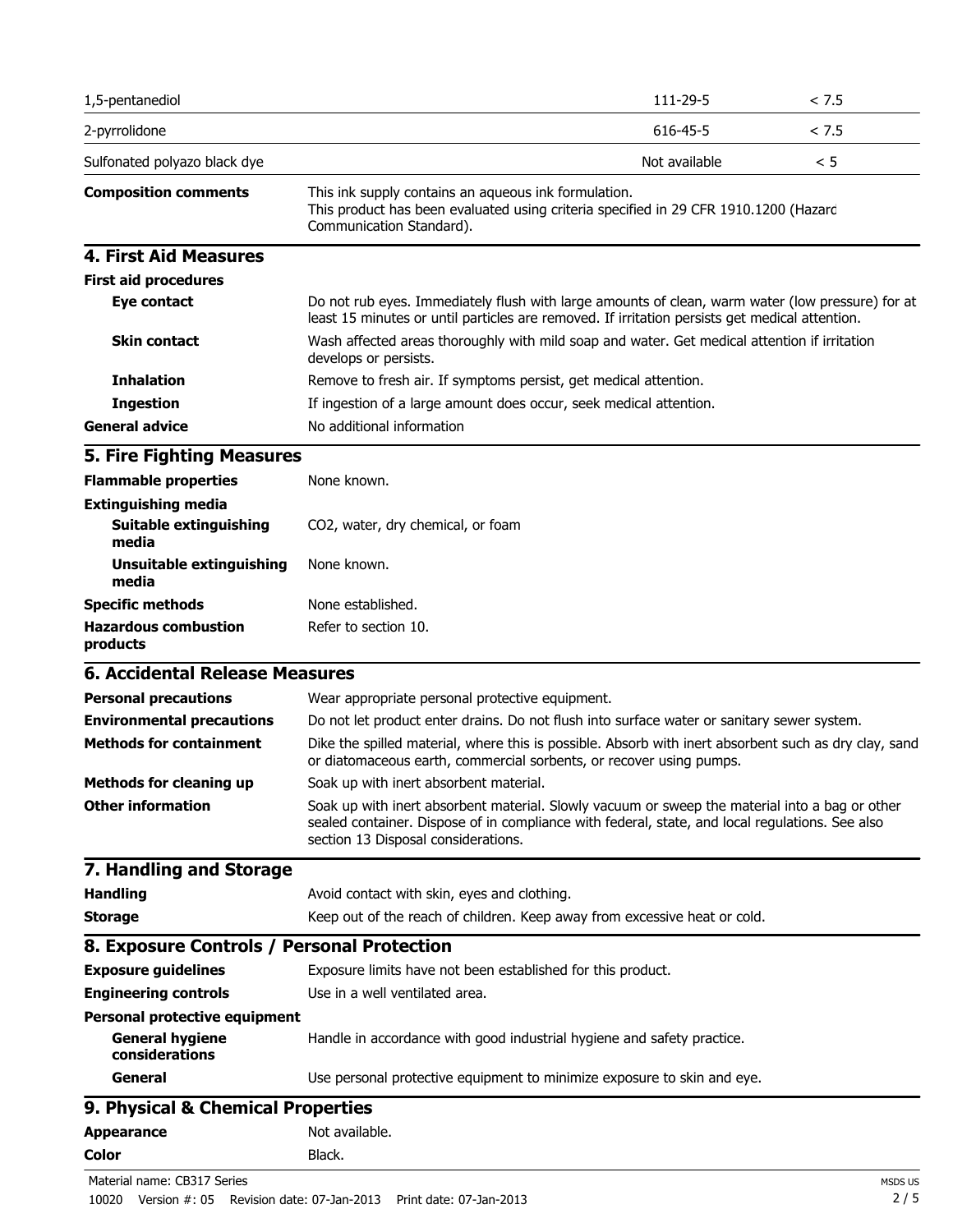| | | |
|---|---|---|
| 1,5-pentanediol | 111-29-5 | < 7.5 |
| 2-pyrrolidone | 616-45-5 | < 7.5 |
| Sulfonated polyazo black dye | Not available | < 5 |

**Composition comments** This ink supply contains an aqueous ink formulation. This product has been evaluated using criteria specified in 29 CFR 1910.1200 (Hazard Communication Standard).

## 4. First Aid Measures

**First aid procedures**

**Eye contact** Do not rub eyes. Immediately flush with large amounts of clean, warm water (low pressure) for at least 15 minutes or until particles are removed. If irritation persists get medical attention.

**Skin contact** Wash affected areas thoroughly with mild soap and water. Get medical attention if irritation develops or persists.

**Inhalation** Remove to fresh air. If symptoms persist, get medical attention.

**Ingestion** If ingestion of a large amount does occur, seek medical attention.

**General advice** No additional information

## 5. Fire Fighting Measures

**Flammable properties** None known.

**Extinguishing media**

**Suitable extinguishing media** $CO_2$, water, dry chemical, or foam

**Unsuitable extinguishing media** None known.

**Specific methods** None established.

**Hazardous combustion products** Refer to section 10.

## 6. Accidental Release Measures

**Personal precautions** Wear appropriate personal protective equipment.

**Environmental precautions** Do not let product enter drains. Do not flush into surface water or sanitary sewer system.

**Methods for containment** Dike the spilled material, where this is possible. Absorb with inert absorbent such as dry clay, sand or diatomaceous earth, commercial sorbents, or recover using pumps.

**Methods for cleaning up** Soak up with inert absorbent material.

**Other information** Soak up with inert absorbent material. Slowly vacuum or sweep the material into a bag or other sealed container. Dispose of in compliance with federal, state, and local regulations. See also section 13 Disposal considerations.

## 7. Handling and Storage

**Handling** Avoid contact with skin, eyes and clothing.

**Storage** Keep out of the reach of children. Keep away from excessive heat or cold.

## 8. Exposure Controls / Personal Protection

**Exposure guidelines** Exposure limits have not been established for this product.

**Engineering controls** Use in a well ventilated area.

**Personal protective equipment**

**General hygiene considerations** Handle in accordance with good industrial hygiene and safety practice.

**General** Use personal protective equipment to minimize exposure to skin and eye.

## 9. Physical & Chemical Properties

**Appearance** Not available.

**Color** Black.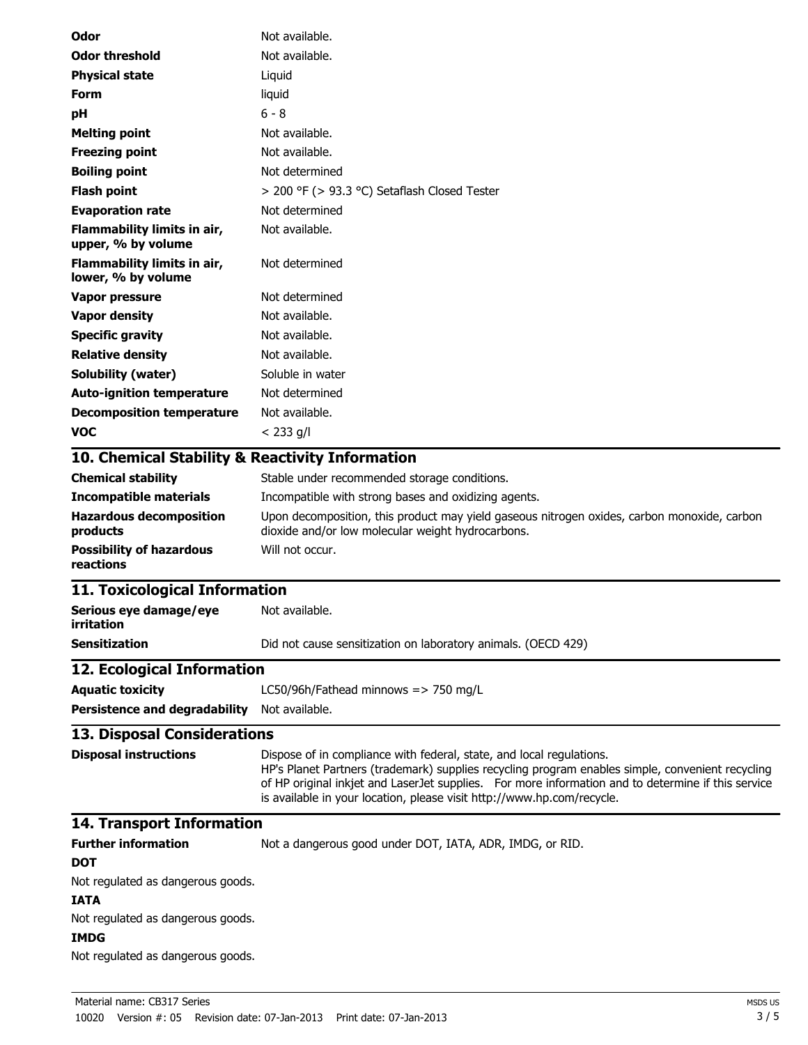| | |
|---|---|
| **Odor** | Not available. |
| **Odor threshold** | Not available. |
| **Physical state** | Liquid |
| **Form** | liquid |
| **pH** | 6 - 8 |
| **Melting point** | Not available. |
| **Freezing point** | Not available. |
| **Boiling point** | Not determined |
| **Flash point** | > 200 °F (> 93.3 °C) Setaflash Closed Tester |
| **Evaporation rate** | Not determined |
| **Flammability limits in air, upper, % by volume** | Not available. |
| **Flammability limits in air, lower, % by volume** | Not determined |
| **Vapor pressure** | Not determined |
| **Vapor density** | Not available. |
| **Specific gravity** | Not available. |
| **Relative density** | Not available. |
| **Solubility (water)** | Soluble in water |
| **Auto-ignition temperature** | Not determined |
| **Decomposition temperature** | Not available. |
| **VOC** | < 233 g/l |

## 10. Chemical Stability & Reactivity Information

| | |
|---|---|
| **Chemical stability** | Stable under recommended storage conditions. |
| **Incompatible materials** | Incompatible with strong bases and oxidizing agents. |
| **Hazardous decomposition products** | Upon decomposition, this product may yield gaseous nitrogen oxides, carbon monoxide, carbon dioxide and/or low molecular weight hydrocarbons. |
| **Possibility of hazardous reactions** | Will not occur. |

## 11. Toxicological Information

| | |
|---|---|
| **Serious eye damage/eye irritation** | Not available. |
| **Sensitization** | Did not cause sensitization on laboratory animals. (OECD 429) |

## 12. Ecological Information

| | |
|---|---|
| **Aquatic toxicity** | LC50/96h/Fathead minnows => 750 mg/L |
| **Persistence and degradability** | Not available. |

## 13. Disposal Considerations

| | |
|---|---|
| **Disposal instructions** | Dispose of in compliance with federal, state, and local regulations. HP's Planet Partners (trademark) supplies recycling program enables simple, convenient recycling of HP original inkjet and LaserJet supplies. For more information and to determine if this service is available in your location, please visit http://www.hp.com/recycle. |

## 14. Transport Information

**Further information** Not a dangerous good under DOT, IATA, ADR, IMDG, or RID.

**DOT**

Not regulated as dangerous goods.

**IATA**

Not regulated as dangerous goods.

**IMDG**

Not regulated as dangerous goods.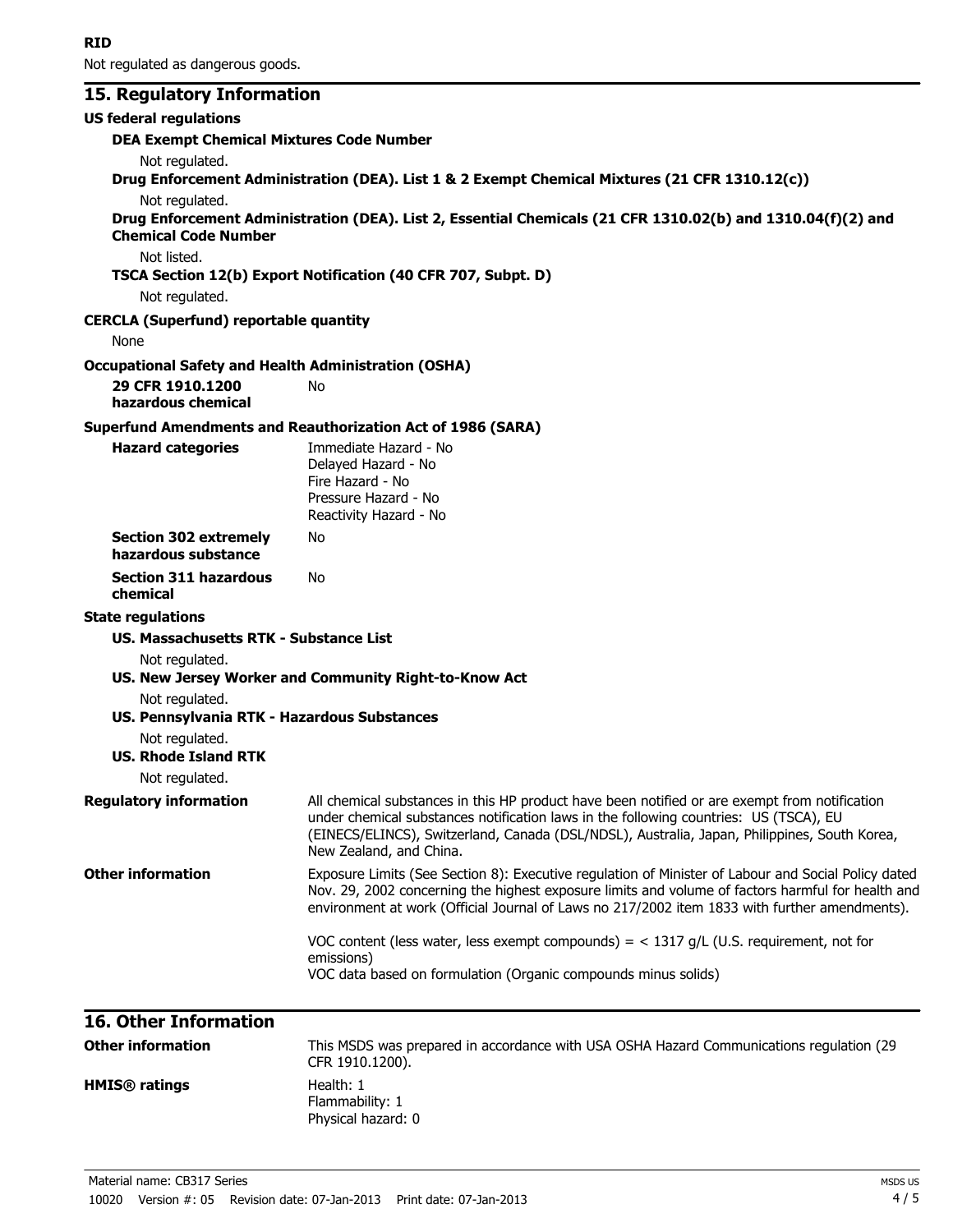**RID**

Not regulated as dangerous goods.

## 15. Regulatory Information

**US federal regulations**

**DEA Exempt Chemical Mixtures Code Number**

Not regulated.

**Drug Enforcement Administration (DEA). List 1 & 2 Exempt Chemical Mixtures (21 CFR 1310.12(c))**

Not regulated.

**Drug Enforcement Administration (DEA). List 2, Essential Chemicals (21 CFR 1310.02(b) and 1310.04(f)(2) and Chemical Code Number**

Not listed.

**TSCA Section 12(b) Export Notification (40 CFR 707, Subpt. D)**

Not regulated.

**CERCLA (Superfund) reportable quantity**

None

**Occupational Safety and Health Administration (OSHA)**

**29 CFR 1910.1200 hazardous chemical** No

**Superfund Amendments and Reauthorization Act of 1986 (SARA)**

**Hazard categories**
Immediate Hazard - No
Delayed Hazard - No
Fire Hazard - No
Pressure Hazard - No
Reactivity Hazard - No

**Section 302 extremely hazardous substance** No

**Section 311 hazardous chemical** No

**State regulations**

**US. Massachusetts RTK - Substance List**

Not regulated.

**US. New Jersey Worker and Community Right-to-Know Act**

Not regulated.

**US. Pennsylvania RTK - Hazardous Substances**

Not regulated.

**US. Rhode Island RTK**

Not regulated.

**Regulatory information**
All chemical substances in this HP product have been notified or are exempt from notification under chemical substances notification laws in the following countries: US (TSCA), EU (EINECS/ELINCS), Switzerland, Canada (DSL/NDSL), Australia, Japan, Philippines, South Korea, New Zealand, and China.

**Other information**
Exposure Limits (See Section 8): Executive regulation of Minister of Labour and Social Policy dated Nov. 29, 2002 concerning the highest exposure limits and volume of factors harmful for health and environment at work (Official Journal of Laws no 217/2002 item 1833 with further amendments).

VOC content (less water, less exempt compounds) = < 1317 g/L (U.S. requirement, not for emissions)
VOC data based on formulation (Organic compounds minus solids)

## 16. Other Information

**Other information**
This MSDS was prepared in accordance with USA OSHA Hazard Communications regulation (29 CFR 1910.1200).

**HMIS® ratings**
Health: 1
Flammability: 1
Physical hazard: 0

Material name: CB317 Series

10020 Version #: 05 Revision date: 07-Jan-2013 Print date: 07-Jan-2013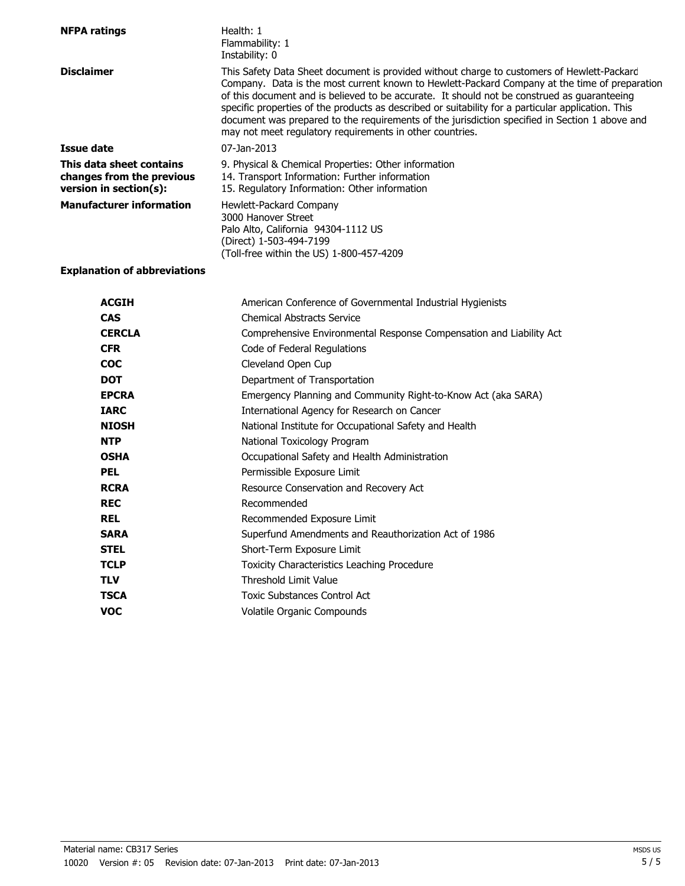**NFPA ratings**

Health: 1
Flammability: 1
Instability: 0

**Disclaimer**

This Safety Data Sheet document is provided without charge to customers of Hewlett-Packard Company. Data is the most current known to Hewlett-Packard Company at the time of preparation of this document and is believed to be accurate. It should not be construed as guaranteeing specific properties of the products as described or suitability for a particular application. This document was prepared to the requirements of the jurisdiction specified in Section 1 above and may not meet regulatory requirements in other countries.

**Issue date**

07-Jan-2013

**This data sheet contains changes from the previous version in section(s):**

9. Physical & Chemical Properties: Other information
14. Transport Information: Further information
15. Regulatory Information: Other information

**Manufacturer information**

Hewlett-Packard Company
3000 Hanover Street
Palo Alto, California 94304-1112 US
(Direct) 1-503-494-7199
(Toll-free within the US) 1-800-457-4209

**Explanation of abbreviations**

| | |
|---|---|
| **ACGIH** | American Conference of Governmental Industrial Hygienists |
| **CAS** | Chemical Abstracts Service |
| **CERCLA** | Comprehensive Environmental Response Compensation and Liability Act |
| **CFR** | Code of Federal Regulations |
| **COC** | Cleveland Open Cup |
| **DOT** | Department of Transportation |
| **EPCRA** | Emergency Planning and Community Right-to-Know Act (aka SARA) |
| **IARC** | International Agency for Research on Cancer |
| **NIOSH** | National Institute for Occupational Safety and Health |
| **NTP** | National Toxicology Program |
| **OSHA** | Occupational Safety and Health Administration |
| **PEL** | Permissible Exposure Limit |
| **RCRA** | Resource Conservation and Recovery Act |
| **REC** | Recommended |
| **REL** | Recommended Exposure Limit |
| **SARA** | Superfund Amendments and Reauthorization Act of 1986 |
| **STEL** | Short-Term Exposure Limit |
| **TCLP** | Toxicity Characteristics Leaching Procedure |
| **TLV** | Threshold Limit Value |
| **TSCA** | Toxic Substances Control Act |
| **VOC** | Volatile Organic Compounds |